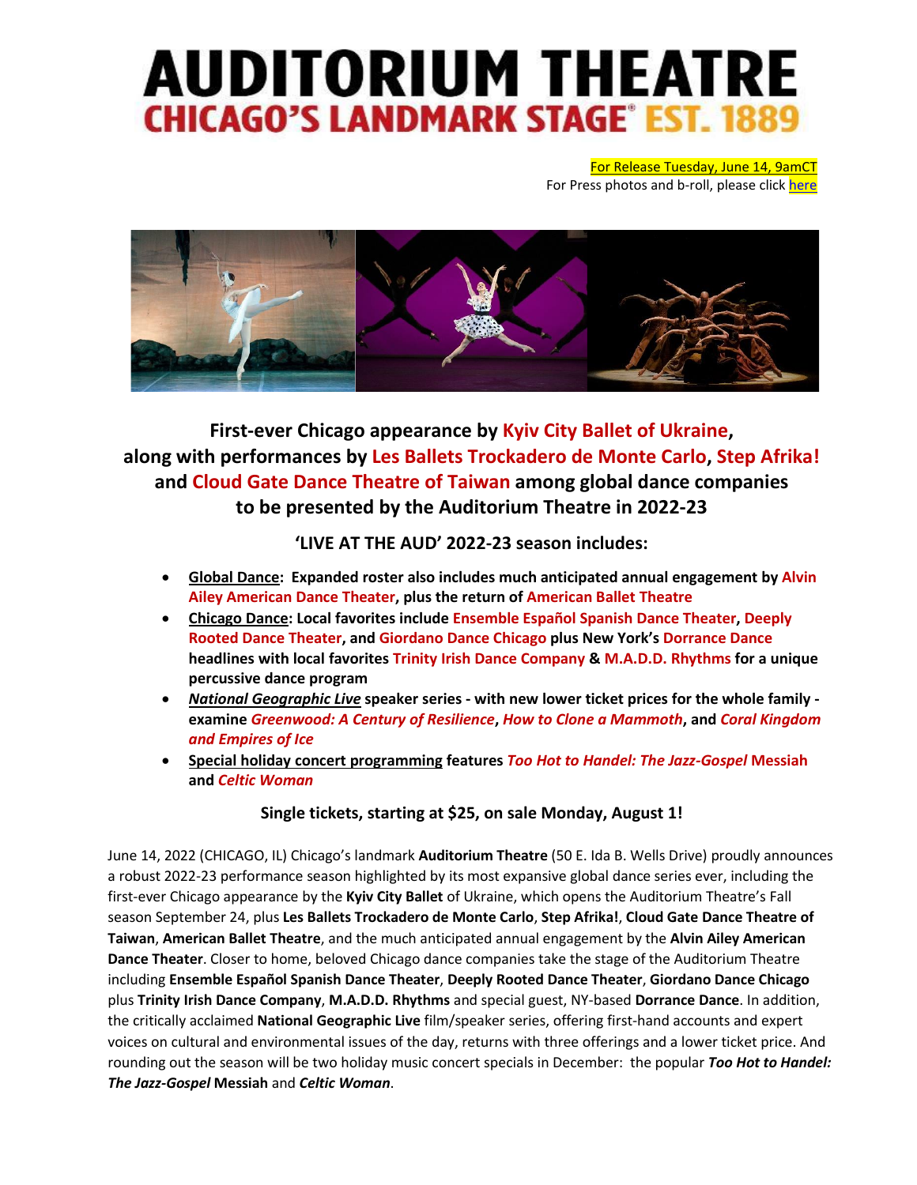# AUDITORIUM THEATRE
## CHICAGO'S LANDMARK STAGE® EST. 1889

For Release Tuesday, June 14, 9amCT
For Press photos and b-roll, please click here

**First-ever Chicago appearance by Kyiv City Ballet of Ukraine, along with performances by Les Ballets Trockadero de Monte Carlo, Step Afrika! and Cloud Gate Dance Theatre of Taiwan among global dance companies to be presented by the Auditorium Theatre in 2022-23**

**'LIVE AT THE AUD' 2022-23 season includes:**

- **Global Dance: Expanded roster also includes much anticipated annual engagement by Alvin Ailey American Dance Theater, plus the return of American Ballet Theatre**
- **Chicago Dance: Local favorites include Ensemble Español Spanish Dance Theater, Deeply Rooted Dance Theater, and Giordano Dance Chicago plus New York's Dorrance Dance headlines with local favorites Trinity Irish Dance Company & M.A.D.D. Rhythms for a unique percussive dance program**
- ***National Geographic Live* speaker series - with new lower ticket prices for the whole family - examine *Greenwood: A Century of Resilience*, *How to Clone a Mammoth*, and *Coral Kingdom and Empires of Ice***
- **Special holiday concert programming features *Too Hot to Handel: The Jazz-Gospel* Messiah and *Celtic Woman***

**Single tickets, starting at $25, on sale Monday, August 1!**

June 14, 2022 (CHICAGO, IL) Chicago's landmark **Auditorium Theatre** (50 E. Ida B. Wells Drive) proudly announces a robust 2022-23 performance season highlighted by its most expansive global dance series ever, including the first-ever Chicago appearance by the **Kyiv City Ballet** of Ukraine, which opens the Auditorium Theatre's Fall season September 24, plus **Les Ballets Trockadero de Monte Carlo**, **Step Afrika!**, **Cloud Gate Dance Theatre of Taiwan**, **American Ballet Theatre**, and the much anticipated annual engagement by the **Alvin Ailey American Dance Theater**. Closer to home, beloved Chicago dance companies take the stage of the Auditorium Theatre including **Ensemble Español Spanish Dance Theater**, **Deeply Rooted Dance Theater**, **Giordano Dance Chicago** plus **Trinity Irish Dance Company**, **M.A.D.D. Rhythms** and special guest, NY-based **Dorrance Dance**. In addition, the critically acclaimed **National Geographic Live** film/speaker series, offering first-hand accounts and expert voices on cultural and environmental issues of the day, returns with three offerings and a lower ticket price. And rounding out the season will be two holiday music concert specials in December: the popular ***Too Hot to Handel: The Jazz-Gospel* Messiah** and ***Celtic Woman***.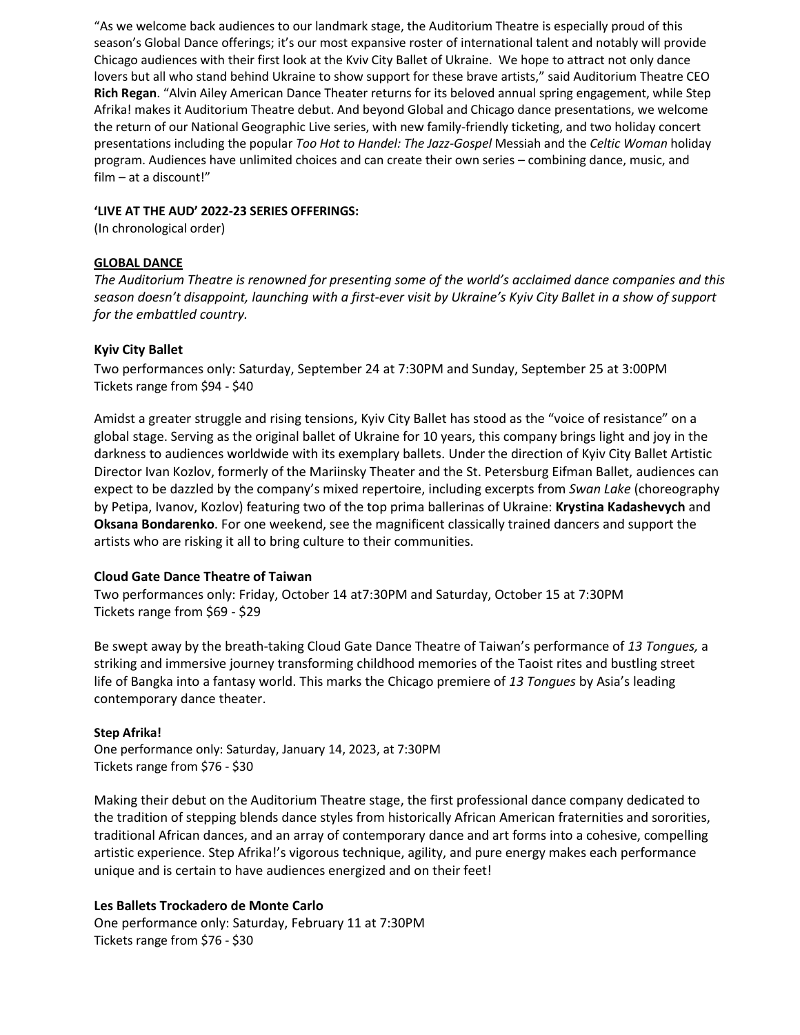"As we welcome back audiences to our landmark stage, the Auditorium Theatre is especially proud of this season's Global Dance offerings; it's our most expansive roster of international talent and notably will provide Chicago audiences with their first look at the Kviv City Ballet of Ukraine.  We hope to attract not only dance lovers but all who stand behind Ukraine to show support for these brave artists," said Auditorium Theatre CEO **Rich Regan**. "Alvin Ailey American Dance Theater returns for its beloved annual spring engagement, while Step Afrika! makes it Auditorium Theatre debut. And beyond Global and Chicago dance presentations, we welcome the return of our National Geographic Live series, with new family-friendly ticketing, and two holiday concert presentations including the popular *Too Hot to Handel: The Jazz-Gospel* Messiah and the *Celtic Woman* holiday program. Audiences have unlimited choices and can create their own series – combining dance, music, and film – at a discount!"

**'LIVE AT THE AUD' 2022-23 SERIES OFFERINGS:**
(In chronological order)

**GLOBAL DANCE**

*The Auditorium Theatre is renowned for presenting some of the world's acclaimed dance companies and this season doesn't disappoint, launching with a first-ever visit by Ukraine's Kyiv City Ballet in a show of support for the embattled country.*

**Kyiv City Ballet**

Two performances only: Saturday, September 24 at 7:30PM and Sunday, September 25 at 3:00PM
Tickets range from $94 - $40

Amidst a greater struggle and rising tensions, Kyiv City Ballet has stood as the "voice of resistance" on a global stage. Serving as the original ballet of Ukraine for 10 years, this company brings light and joy in the darkness to audiences worldwide with its exemplary ballets. Under the direction of Kyiv City Ballet Artistic Director Ivan Kozlov, formerly of the Mariinsky Theater and the St. Petersburg Eifman Ballet, audiences can expect to be dazzled by the company's mixed repertoire, including excerpts from *Swan Lake* (choreography by Petipa, Ivanov, Kozlov) featuring two of the top prima ballerinas of Ukraine: **Krystina Kadashevych** and **Oksana Bondarenko**. For one weekend, see the magnificent classically trained dancers and support the artists who are risking it all to bring culture to their communities.

**Cloud Gate Dance Theatre of Taiwan**

Two performances only: Friday, October 14 at7:30PM and Saturday, October 15 at 7:30PM
Tickets range from $69 - $29

Be swept away by the breath-taking Cloud Gate Dance Theatre of Taiwan's performance of *13 Tongues,* a striking and immersive journey transforming childhood memories of the Taoist rites and bustling street life of Bangka into a fantasy world. This marks the Chicago premiere of *13 Tongues* by Asia's leading contemporary dance theater.

**Step Afrika!**

One performance only: Saturday, January 14, 2023, at 7:30PM
Tickets range from $76 - $30

Making their debut on the Auditorium Theatre stage, the first professional dance company dedicated to the tradition of stepping blends dance styles from historically African American fraternities and sororities, traditional African dances, and an array of contemporary dance and art forms into a cohesive, compelling artistic experience. Step Afrika!'s vigorous technique, agility, and pure energy makes each performance unique and is certain to have audiences energized and on their feet!

**Les Ballets Trockadero de Monte Carlo**

One performance only: Saturday, February 11 at 7:30PM
Tickets range from $76 - $30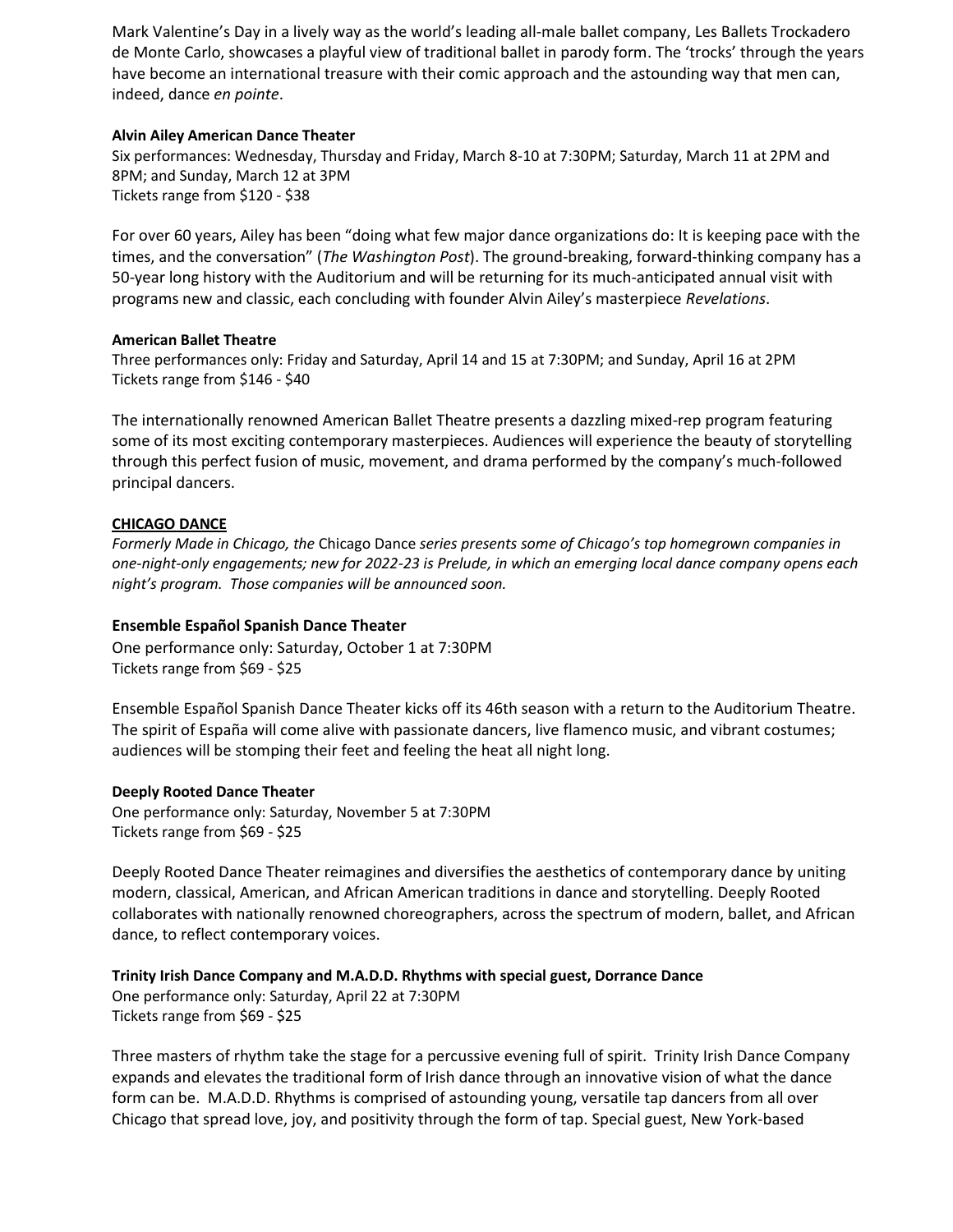Mark Valentine's Day in a lively way as the world's leading all-male ballet company, Les Ballets Trockadero de Monte Carlo, showcases a playful view of traditional ballet in parody form. The 'trocks' through the years have become an international treasure with their comic approach and the astounding way that men can, indeed, dance *en pointe*.

**Alvin Ailey American Dance Theater**
Six performances: Wednesday, Thursday and Friday, March 8-10 at 7:30PM; Saturday, March 11 at 2PM and 8PM; and Sunday, March 12 at 3PM
Tickets range from $120 - $38

For over 60 years, Ailey has been "doing what few major dance organizations do: It is keeping pace with the times, and the conversation" (*The Washington Post*). The ground-breaking, forward-thinking company has a 50-year long history with the Auditorium and will be returning for its much-anticipated annual visit with programs new and classic, each concluding with founder Alvin Ailey's masterpiece *Revelations*.

**American Ballet Theatre**
Three performances only: Friday and Saturday, April 14 and 15 at 7:30PM; and Sunday, April 16 at 2PM
Tickets range from $146 - $40

The internationally renowned American Ballet Theatre presents a dazzling mixed-rep program featuring some of its most exciting contemporary masterpieces. Audiences will experience the beauty of storytelling through this perfect fusion of music, movement, and drama performed by the company's much-followed principal dancers.

**CHICAGO DANCE**

*Formerly Made in Chicago, the* Chicago Dance *series presents some of Chicago's top homegrown companies in one-night-only engagements; new for 2022-23 is Prelude, in which an emerging local dance company opens each night's program. Those companies will be announced soon.*

**Ensemble Español Spanish Dance Theater**
One performance only: Saturday, October 1 at 7:30PM
Tickets range from $69 - $25

Ensemble Español Spanish Dance Theater kicks off its 46th season with a return to the Auditorium Theatre. The spirit of España will come alive with passionate dancers, live flamenco music, and vibrant costumes; audiences will be stomping their feet and feeling the heat all night long.

**Deeply Rooted Dance Theater**
One performance only: Saturday, November 5 at 7:30PM
Tickets range from $69 - $25

Deeply Rooted Dance Theater reimagines and diversifies the aesthetics of contemporary dance by uniting modern, classical, American, and African American traditions in dance and storytelling. Deeply Rooted collaborates with nationally renowned choreographers, across the spectrum of modern, ballet, and African dance, to reflect contemporary voices.

**Trinity Irish Dance Company and M.A.D.D. Rhythms with special guest, Dorrance Dance**
One performance only: Saturday, April 22 at 7:30PM
Tickets range from $69 - $25

Three masters of rhythm take the stage for a percussive evening full of spirit. Trinity Irish Dance Company expands and elevates the traditional form of Irish dance through an innovative vision of what the dance form can be. M.A.D.D. Rhythms is comprised of astounding young, versatile tap dancers from all over Chicago that spread love, joy, and positivity through the form of tap. Special guest, New York-based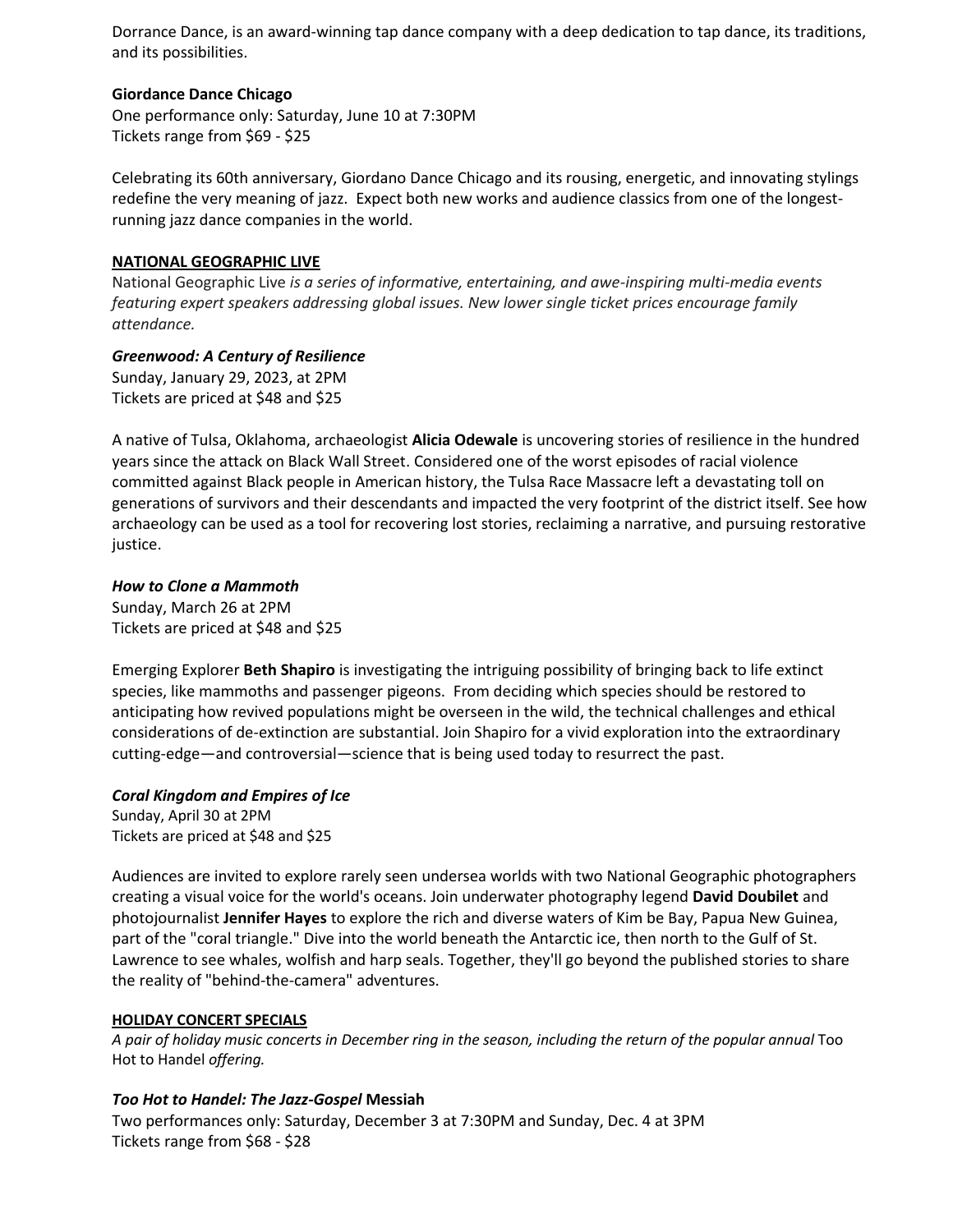Dorrance Dance, is an award-winning tap dance company with a deep dedication to tap dance, its traditions, and its possibilities.

**Giordance Dance Chicago**
One performance only: Saturday, June 10 at 7:30PM
Tickets range from $69 - $25

Celebrating its 60th anniversary, Giordano Dance Chicago and its rousing, energetic, and innovating stylings redefine the very meaning of jazz. Expect both new works and audience classics from one of the longest-running jazz dance companies in the world.

**NATIONAL GEOGRAPHIC LIVE**

National Geographic Live *is a series of informative, entertaining, and awe-inspiring multi-media events featuring expert speakers addressing global issues. New lower single ticket prices encourage family attendance.*

***Greenwood: A Century of Resilience***
Sunday, January 29, 2023, at 2PM
Tickets are priced at $48 and $25

A native of Tulsa, Oklahoma, archaeologist **Alicia Odewale** is uncovering stories of resilience in the hundred years since the attack on Black Wall Street. Considered one of the worst episodes of racial violence committed against Black people in American history, the Tulsa Race Massacre left a devastating toll on generations of survivors and their descendants and impacted the very footprint of the district itself. See how archaeology can be used as a tool for recovering lost stories, reclaiming a narrative, and pursuing restorative justice.

***How to Clone a Mammoth***
Sunday, March 26 at 2PM
Tickets are priced at $48 and $25

Emerging Explorer **Beth Shapiro** is investigating the intriguing possibility of bringing back to life extinct species, like mammoths and passenger pigeons. From deciding which species should be restored to anticipating how revived populations might be overseen in the wild, the technical challenges and ethical considerations of de-extinction are substantial. Join Shapiro for a vivid exploration into the extraordinary cutting-edge—and controversial—science that is being used today to resurrect the past.

***Coral Kingdom and Empires of Ice***
Sunday, April 30 at 2PM
Tickets are priced at $48 and $25

Audiences are invited to explore rarely seen undersea worlds with two National Geographic photographers creating a visual voice for the world's oceans. Join underwater photography legend **David Doubilet** and photojournalist **Jennifer Hayes** to explore the rich and diverse waters of Kim be Bay, Papua New Guinea, part of the "coral triangle." Dive into the world beneath the Antarctic ice, then north to the Gulf of St. Lawrence to see whales, wolfish and harp seals. Together, they'll go beyond the published stories to share the reality of "behind-the-camera" adventures.

**HOLIDAY CONCERT SPECIALS**

*A pair of holiday music concerts in December ring in the season, including the return of the popular annual* Too Hot to Handel *offering.*

***Too Hot to Handel: The Jazz-Gospel* Messiah**
Two performances only: Saturday, December 3 at 7:30PM and Sunday, Dec. 4 at 3PM
Tickets range from $68 - $28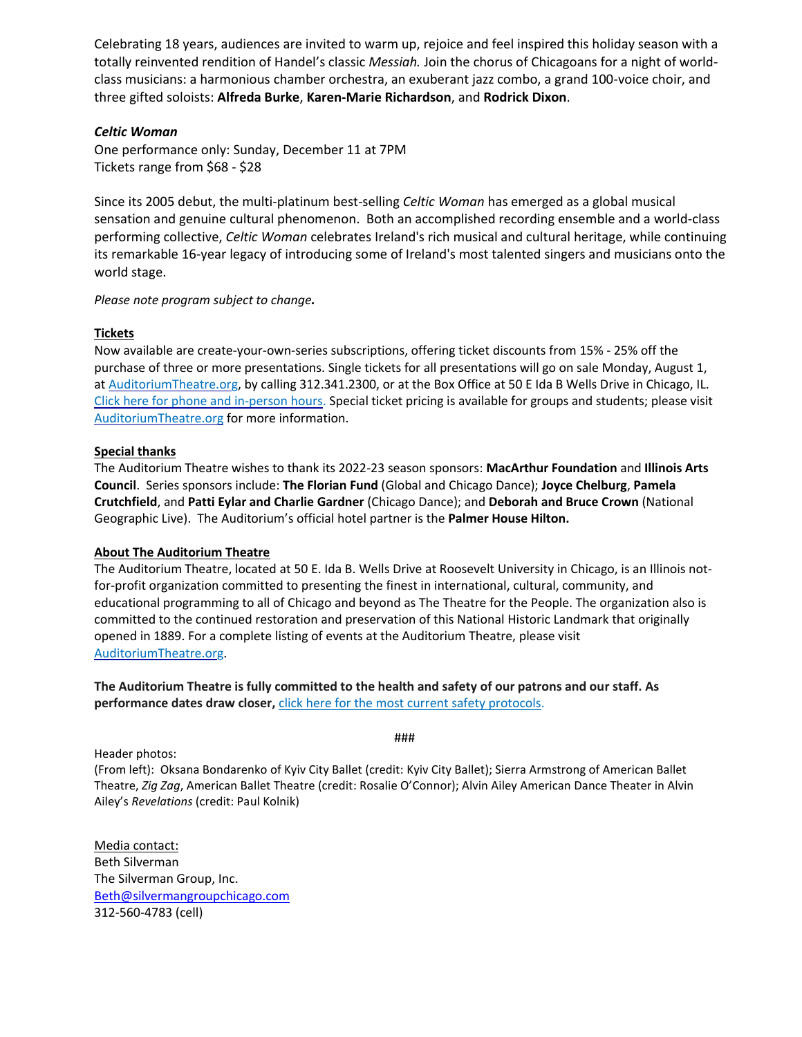Celebrating 18 years, audiences are invited to warm up, rejoice and feel inspired this holiday season with a totally reinvented rendition of Handel's classic *Messiah.* Join the chorus of Chicagoans for a night of world-class musicians: a harmonious chamber orchestra, an exuberant jazz combo, a grand 100-voice choir, and three gifted soloists: **Alfreda Burke**, **Karen-Marie Richardson**, and **Rodrick Dixon**.

***Celtic Woman***

One performance only: Sunday, December 11 at 7PM
Tickets range from $68 - $28

Since its 2005 debut, the multi-platinum best-selling *Celtic Woman* has emerged as a global musical sensation and genuine cultural phenomenon. Both an accomplished recording ensemble and a world-class performing collective, *Celtic Woman* celebrates Ireland's rich musical and cultural heritage, while continuing its remarkable 16-year legacy of introducing some of Ireland's most talented singers and musicians onto the world stage.

*Please note program subject to change.*

**Tickets**

Now available are create-your-own-series subscriptions, offering ticket discounts from 15% - 25% off the purchase of three or more presentations. Single tickets for all presentations will go on sale Monday, August 1, at AuditoriumTheatre.org, by calling 312.341.2300, or at the Box Office at 50 E Ida B Wells Drive in Chicago, IL. Click here for phone and in-person hours. Special ticket pricing is available for groups and students; please visit AuditoriumTheatre.org for more information.

**Special thanks**

The Auditorium Theatre wishes to thank its 2022-23 season sponsors: **MacArthur Foundation** and **Illinois Arts Council**. Series sponsors include: **The Florian Fund** (Global and Chicago Dance); **Joyce Chelburg**, **Pamela Crutchfield**, and **Patti Eylar and Charlie Gardner** (Chicago Dance); and **Deborah and Bruce Crown** (National Geographic Live). The Auditorium's official hotel partner is the **Palmer House Hilton.**

**About The Auditorium Theatre**

The Auditorium Theatre, located at 50 E. Ida B. Wells Drive at Roosevelt University in Chicago, is an Illinois not-for-profit organization committed to presenting the finest in international, cultural, community, and educational programming to all of Chicago and beyond as The Theatre for the People. The organization also is committed to the continued restoration and preservation of this National Historic Landmark that originally opened in 1889. For a complete listing of events at the Auditorium Theatre, please visit AuditoriumTheatre.org.

**The Auditorium Theatre is fully committed to the health and safety of our patrons and our staff. As performance dates draw closer,** click here for the most current safety protocols.

###

Header photos:
(From left): Oksana Bondarenko of Kyiv City Ballet (credit: Kyiv City Ballet); Sierra Armstrong of American Ballet Theatre, *Zig Zag*, American Ballet Theatre (credit: Rosalie O'Connor); Alvin Ailey American Dance Theater in Alvin Ailey's *Revelations* (credit: Paul Kolnik)

Media contact:
Beth Silverman
The Silverman Group, Inc.
Beth@silvermangroupchicago.com
312-560-4783 (cell)